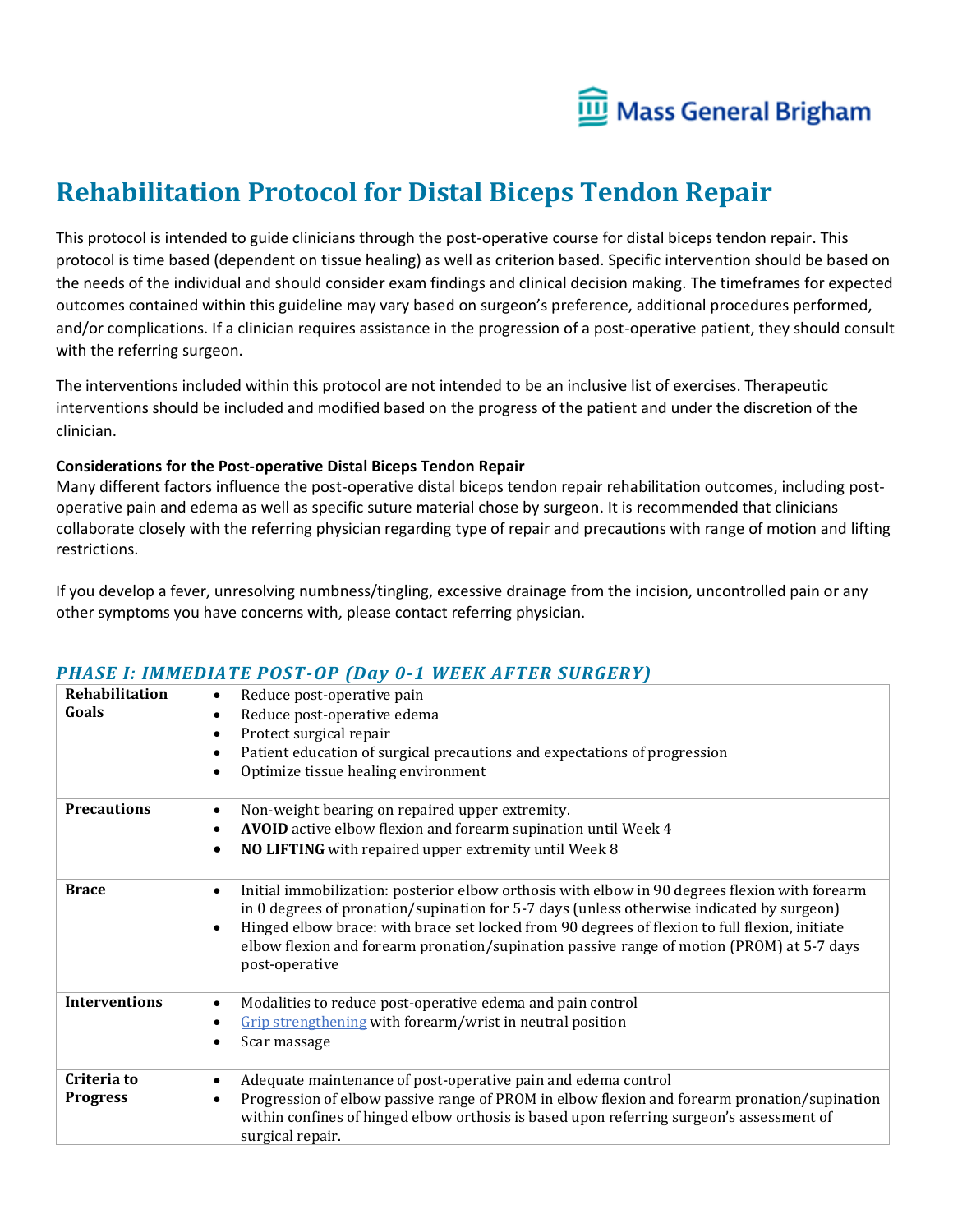# Rehabilitation Protocol for Distal Biceps Tendon Repair

This protocol is intended to guide clinicians through the post-operative course for distal biceps tendon repair. This protocol is time based (dependent on tissue healing) as well as criterion based. Specific intervention should be based on the needs of the individual and should consider exam findings and clinical decision making. The timeframes for expected outcomes contained within this guideline may vary based on surgeon's preference, additional procedures performed, and/or complications. If a clinician requires assistance in the progression of a post-operative patient, they should consult with the referring surgeon.

The interventions included within this protocol are not intended to be an inclusive list of exercises. Therapeutic interventions should be included and modified based on the progress of the patient and under the discretion of the clinician.

**Considerations for the Post-operative Distal Biceps Tendon Repair**

Many different factors influence the post-operative distal biceps tendon repair rehabilitation outcomes, including post-operative pain and edema as well as specific suture material chose by surgeon. It is recommended that clinicians collaborate closely with the referring physician regarding type of repair and precautions with range of motion and lifting restrictions.

If you develop a fever, unresolving numbness/tingling, excessive drainage from the incision, uncontrolled pain or any other symptoms you have concerns with, please contact referring physician.

## *PHASE I: IMMEDIATE POST-OP (Day 0-1 WEEK AFTER SURGERY)*

| | |
|---|---|
| **Rehabilitation Goals** | • Reduce post-operative pain<br>• Reduce post-operative edema<br>• Protect surgical repair<br>• Patient education of surgical precautions and expectations of progression<br>• Optimize tissue healing environment |
| **Precautions** | • Non-weight bearing on repaired upper extremity.<br>• **AVOID** active elbow flexion and forearm supination until Week 4<br>• **NO LIFTING** with repaired upper extremity until Week 8 |
| **Brace** | • Initial immobilization: posterior elbow orthosis with elbow in 90 degrees flexion with forearm in 0 degrees of pronation/supination for 5-7 days (unless otherwise indicated by surgeon)<br>• Hinged elbow brace: with brace set locked from 90 degrees of flexion to full flexion, initiate elbow flexion and forearm pronation/supination passive range of motion (PROM) at 5-7 days post-operative |
| **Interventions** | • Modalities to reduce post-operative edema and pain control<br>• Grip strengthening with forearm/wrist in neutral position<br>• Scar massage |
| **Criteria to Progress** | • Adequate maintenance of post-operative pain and edema control<br>• Progression of elbow passive range of PROM in elbow flexion and forearm pronation/supination within confines of hinged elbow orthosis is based upon referring surgeon's assessment of surgical repair. |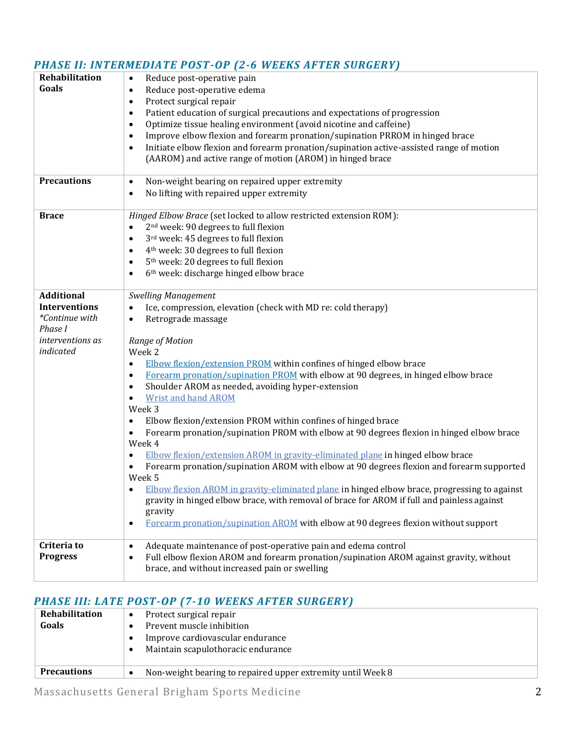### *PHASE II: INTERMEDIATE POST-OP (2-6 WEEKS AFTER SURGERY)*

| | |
|---|---|
| **Rehabilitation Goals** | • Reduce post-operative pain<br>• Reduce post-operative edema<br>• Protect surgical repair<br>• Patient education of surgical precautions and expectations of progression<br>• Optimize tissue healing environment (avoid nicotine and caffeine)<br>• Improve elbow flexion and forearm pronation/supination PRROM in hinged brace<br>• Initiate elbow flexion and forearm pronation/supination active-assisted range of motion (AAROM) and active range of motion (AROM) in hinged brace |
| **Precautions** | • Non-weight bearing on repaired upper extremity<br>• No lifting with repaired upper extremity |
| **Brace** | *Hinged Elbow Brace* (set locked to allow restricted extension ROM):<br>• 2nd week: 90 degrees to full flexion<br>• 3rd week: 45 degrees to full flexion<br>• 4th week: 30 degrees to full flexion<br>• 5th week: 20 degrees to full flexion<br>• 6th week: discharge hinged elbow brace |
| **Additional Interventions**<br>*\*Continue with Phase I interventions as indicated* | *Swelling Management*<br>• Ice, compression, elevation (check with MD re: cold therapy)<br>• Retrograde massage<br><br>*Range of Motion*<br>Week 2<br>• Elbow flexion/extension PROM within confines of hinged elbow brace<br>• Forearm pronation/supination PROM with elbow at 90 degrees, in hinged elbow brace<br>• Shoulder AROM as needed, avoiding hyper-extension<br>• Wrist and hand AROM<br>Week 3<br>• Elbow flexion/extension PROM within confines of hinged brace<br>• Forearm pronation/supination PROM with elbow at 90 degrees flexion in hinged elbow brace<br>Week 4<br>• Elbow flexion/extension AROM in gravity-eliminated plane in hinged elbow brace<br>• Forearm pronation/supination AROM with elbow at 90 degrees flexion and forearm supported<br>Week 5<br>• Elbow flexion AROM in gravity-eliminated plane in hinged elbow brace, progressing to against gravity in hinged elbow brace, with removal of brace for AROM if full and painless against gravity<br>• Forearm pronation/supination AROM with elbow at 90 degrees flexion without support |
| **Criteria to Progress** | • Adequate maintenance of post-operative pain and edema control<br>• Full elbow flexion AROM and forearm pronation/supination AROM against gravity, without brace, and without increased pain or swelling |

### *PHASE III: LATE POST-OP (7-10 WEEKS AFTER SURGERY)*

| | |
|---|---|
| **Rehabilitation Goals** | • Protect surgical repair<br>• Prevent muscle inhibition<br>• Improve cardiovascular endurance<br>• Maintain scapulothoracic endurance |
| **Precautions** | • Non-weight bearing to repaired upper extremity until Week 8 |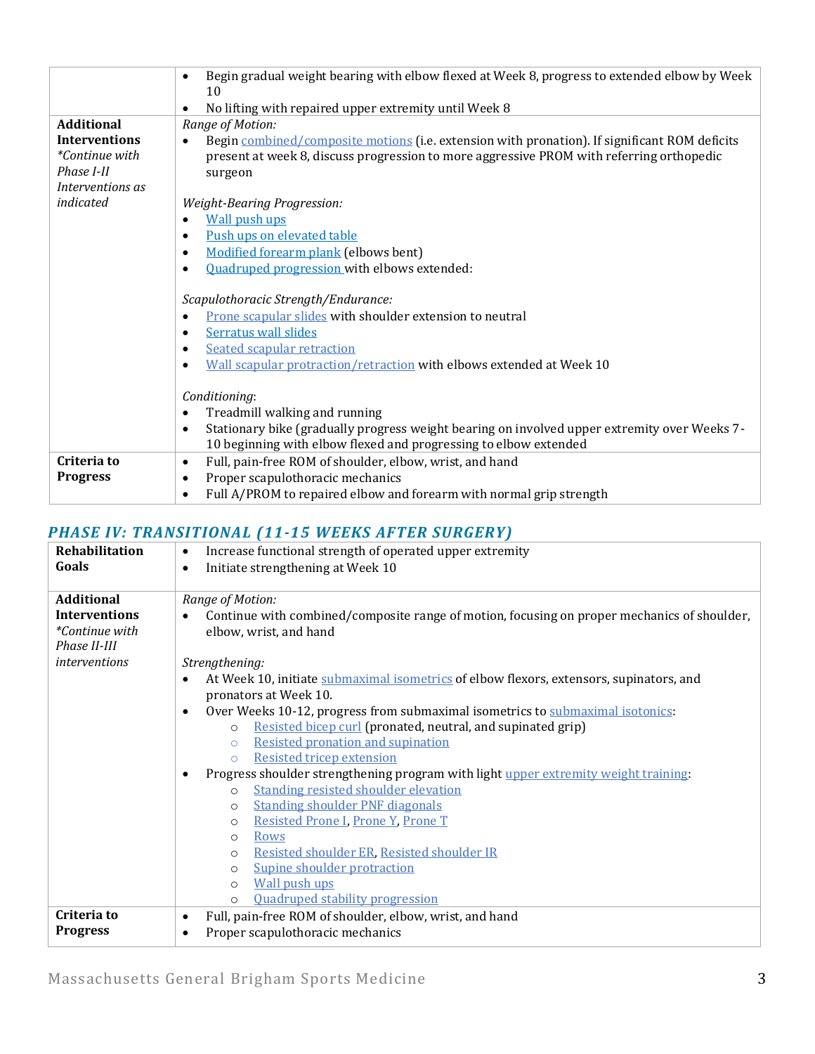| | |
|---|---|
| | • Begin gradual weight bearing with elbow flexed at Week 8, progress to extended elbow by Week 10<br>• No lifting with repaired upper extremity until Week 8 |
| **Additional Interventions**<br>*\*Continue with Phase I-II Interventions as indicated* | *Range of Motion:*<br>• Begin combined/composite motions (i.e. extension with pronation). If significant ROM deficits present at week 8, discuss progression to more aggressive PROM with referring orthopedic surgeon<br><br>*Weight-Bearing Progression:*<br>• Wall push ups<br>• Push ups on elevated table<br>• Modified forearm plank (elbows bent)<br>• Quadruped progression with elbows extended:<br><br>*Scapulothoracic Strength/Endurance:*<br>• Prone scapular slides with shoulder extension to neutral<br>• Serratus wall slides<br>• Seated scapular retraction<br>• Wall scapular protraction/retraction with elbows extended at Week 10<br><br>*Conditioning*:<br>• Treadmill walking and running<br>• Stationary bike (gradually progress weight bearing on involved upper extremity over Weeks 7-10 beginning with elbow flexed and progressing to elbow extended |
| **Criteria to Progress** | • Full, pain-free ROM of shoulder, elbow, wrist, and hand<br>• Proper scapulothoracic mechanics<br>• Full A/PROM to repaired elbow and forearm with normal grip strength |

## *PHASE IV: TRANSITIONAL (11-15 WEEKS AFTER SURGERY)*

| | |
|---|---|
| **Rehabilitation Goals** | • Increase functional strength of operated upper extremity<br>• Initiate strengthening at Week 10 |
| **Additional Interventions**<br>*\*Continue with Phase II-III interventions* | *Range of Motion:*<br>• Continue with combined/composite range of motion, focusing on proper mechanics of shoulder, elbow, wrist, and hand<br><br>*Strengthening:*<br>• At Week 10, initiate submaximal isometrics of elbow flexors, extensors, supinators, and pronators at Week 10.<br>• Over Weeks 10-12, progress from submaximal isometrics to submaximal isotonics:<br>&nbsp;&nbsp;&nbsp;&nbsp;○ Resisted bicep curl (pronated, neutral, and supinated grip)<br>&nbsp;&nbsp;&nbsp;&nbsp;○ Resisted pronation and supination<br>&nbsp;&nbsp;&nbsp;&nbsp;○ Resisted tricep extension<br>• Progress shoulder strengthening program with light upper extremity weight training:<br>&nbsp;&nbsp;&nbsp;&nbsp;○ Standing resisted shoulder elevation<br>&nbsp;&nbsp;&nbsp;&nbsp;○ Standing shoulder PNF diagonals<br>&nbsp;&nbsp;&nbsp;&nbsp;○ Resisted Prone I, Prone Y, Prone T<br>&nbsp;&nbsp;&nbsp;&nbsp;○ Rows<br>&nbsp;&nbsp;&nbsp;&nbsp;○ Resisted shoulder ER, Resisted shoulder IR<br>&nbsp;&nbsp;&nbsp;&nbsp;○ Supine shoulder protraction<br>&nbsp;&nbsp;&nbsp;&nbsp;○ Wall push ups<br>&nbsp;&nbsp;&nbsp;&nbsp;○ Quadruped stability progression |
| **Criteria to Progress** | • Full, pain-free ROM of shoulder, elbow, wrist, and hand<br>• Proper scapulothoracic mechanics |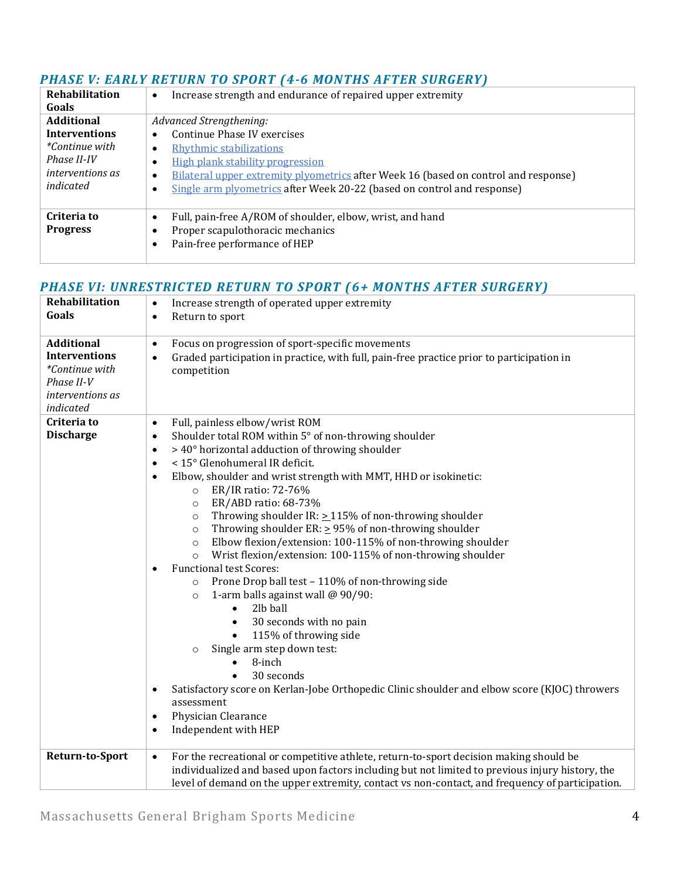## *PHASE V: EARLY RETURN TO SPORT (4-6 MONTHS AFTER SURGERY)*

| | |
|---|---|
| **Rehabilitation Goals** | • Increase strength and endurance of repaired upper extremity |
| **Additional Interventions** *\*Continue with Phase II-IV interventions as indicated* | *Advanced Strengthening:*<br>• Continue Phase IV exercises<br>• Rhythmic stabilizations<br>• High plank stability progression<br>• Bilateral upper extremity plyometrics after Week 16 (based on control and response)<br>• Single arm plyometrics after Week 20-22 (based on control and response) |
| **Criteria to Progress** | • Full, pain-free A/ROM of shoulder, elbow, wrist, and hand<br>• Proper scapulothoracic mechanics<br>• Pain-free performance of HEP |

## *PHASE VI: UNRESTRICTED RETURN TO SPORT (6+ MONTHS AFTER SURGERY)*

| | |
|---|---|
| **Rehabilitation Goals** | • Increase strength of operated upper extremity<br>• Return to sport |
| **Additional Interventions** *\*Continue with Phase II-V interventions as indicated* | • Focus on progression of sport-specific movements<br>• Graded participation in practice, with full, pain-free practice prior to participation in competition |
| **Criteria to Discharge** | • Full, painless elbow/wrist ROM<br>• Shoulder total ROM within 5° of non-throwing shoulder<br>• > 40° horizontal adduction of throwing shoulder<br>• < 15° Glenohumeral IR deficit.<br>• Elbow, shoulder and wrist strength with MMT, HHD or isokinetic:<br>  ○ ER/IR ratio: 72-76%<br>  ○ ER/ABD ratio: 68-73%<br>  ○ Throwing shoulder IR: ≥ 115% of non-throwing shoulder<br>  ○ Throwing shoulder ER: ≥ 95% of non-throwing shoulder<br>  ○ Elbow flexion/extension: 100-115% of non-throwing shoulder<br>  ○ Wrist flexion/extension: 100-115% of non-throwing shoulder<br>• Functional test Scores:<br>  ○ Prone Drop ball test – 110% of non-throwing side<br>  ○ 1-arm balls against wall @ 90/90:<br>    ▪ 2lb ball<br>    ▪ 30 seconds with no pain<br>    ▪ 115% of throwing side<br>  ○ Single arm step down test:<br>    ▪ 8-inch<br>    ▪ 30 seconds<br>• Satisfactory score on Kerlan-Jobe Orthopedic Clinic shoulder and elbow score (KJOC) throwers assessment<br>• Physician Clearance<br>• Independent with HEP |
| **Return-to-Sport** | • For the recreational or competitive athlete, return-to-sport decision making should be individualized and based upon factors including but not limited to previous injury history, the level of demand on the upper extremity, contact vs non-contact, and frequency of participation. |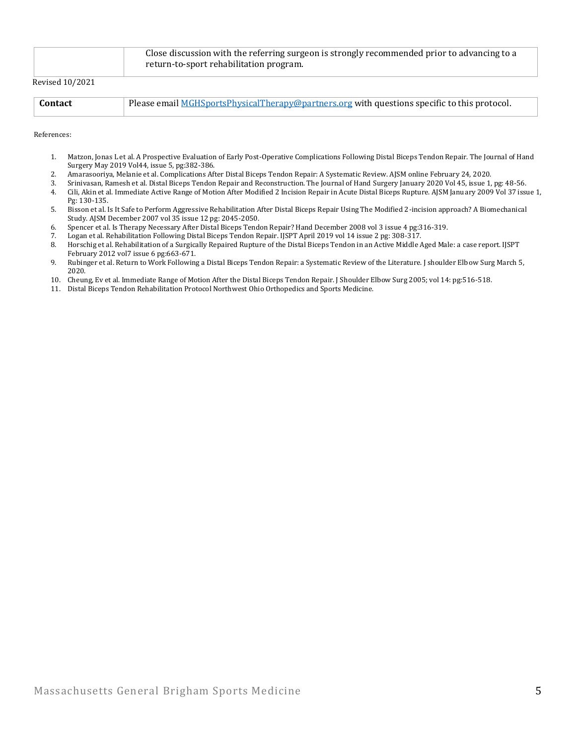| | |
|---|---|
| | Close discussion with the referring surgeon is strongly recommended prior to advancing to a return-to-sport rehabilitation program. |

Revised 10/2021

| | |
|---|---|
| **Contact** | Please email [MGHSportsPhysicalTherapy@partners.org](mailto:MGHSportsPhysicalTherapy@partners.org) with questions specific to this protocol. |

References:

1. Matzon, Jonas L et al. A Prospective Evaluation of Early Post-Operative Complications Following Distal Biceps Tendon Repair. The Journal of Hand Surgery May 2019 Vol44, issue 5, pg:382-386.
2. Amarasooriya, Melanie et al. Complications After Distal Biceps Tendon Repair: A Systematic Review. AJSM online February 24, 2020.
3. Srinivasan, Ramesh et al. Distal Biceps Tendon Repair and Reconstruction. The Journal of Hand Surgery January 2020 Vol 45, issue 1, pg: 48-56.
4. Cili, Akin et al. Immediate Active Range of Motion After Modified 2 Incision Repair in Acute Distal Biceps Rupture. AJSM January 2009 Vol 37 issue 1, Pg: 130-135.
5. Bisson et al. Is It Safe to Perform Aggressive Rehabilitation After Distal Biceps Repair Using The Modified 2-incision approach? A Biomechanical Study. AJSM December 2007 vol 35 issue 12 pg: 2045-2050.
6. Spencer et al. Is Therapy Necessary After Distal Biceps Tendon Repair? Hand December 2008 vol 3 issue 4 pg:316-319.
7. Logan et al. Rehabilitation Following Distal Biceps Tendon Repair. IJSPT April 2019 vol 14 issue 2 pg: 308-317.
8. Horschig et al. Rehabilitation of a Surgically Repaired Rupture of the Distal Biceps Tendon in an Active Middle Aged Male: a case report. IJSPT February 2012 vol7 issue 6 pg:663-671.
9. Rubinger et al. Return to Work Following a Distal Biceps Tendon Repair: a Systematic Review of the Literature. J shoulder Elbow Surg March 5, 2020.
10. Cheung, Ev et al. Immediate Range of Motion After the Distal Biceps Tendon Repair. J Shoulder Elbow Surg 2005; vol 14: pg:516-518.
11. Distal Biceps Tendon Rehabilitation Protocol Northwest Ohio Orthopedics and Sports Medicine.